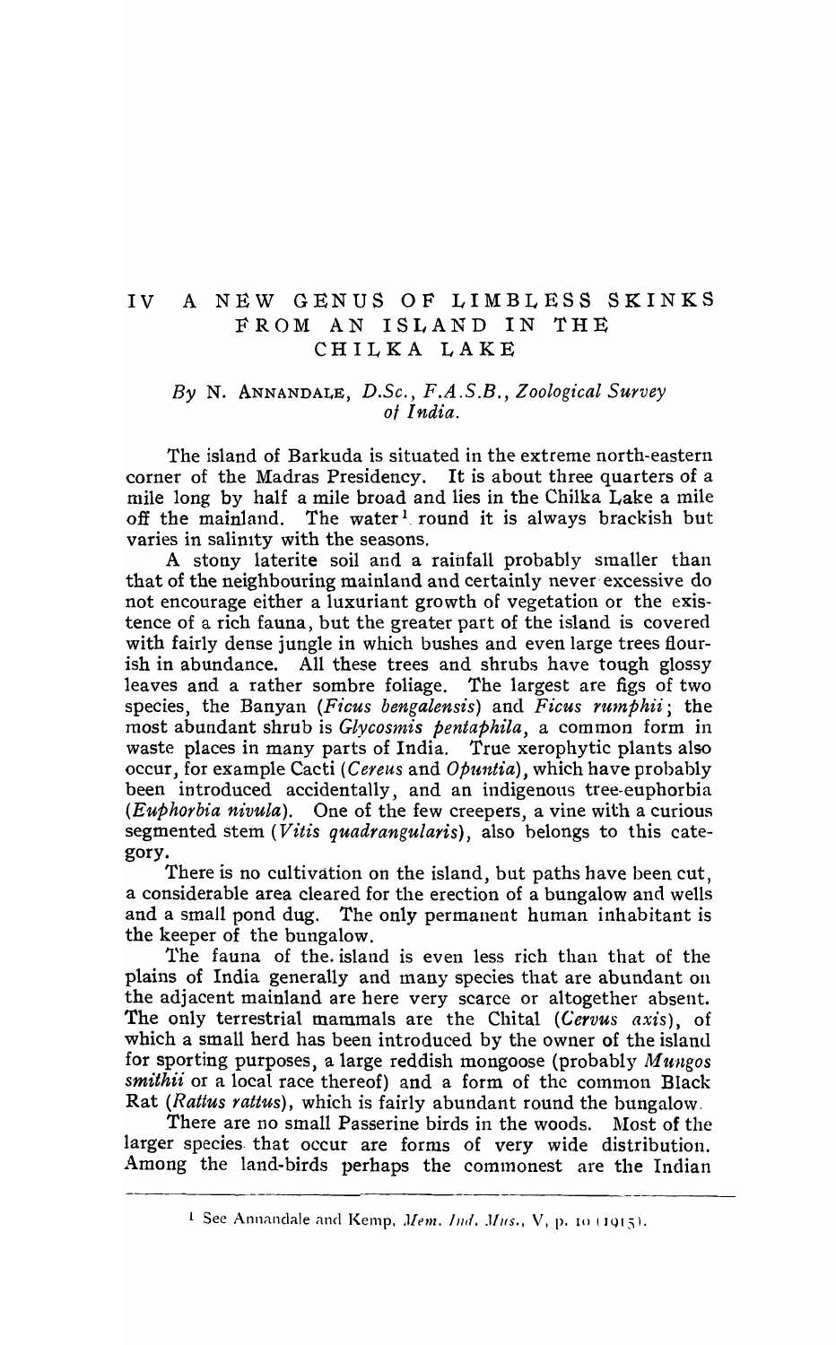# IV A NEW GENUS OF LIMBLESS SKINKS FROM AN ISLAND IN THE CHILKA LAKE

*By* N. ANNANDALE, *D.Sc., F.A.S.B., Zoological Survey of India.*

The island of Barkuda is situated in the extreme north-eastern corner of the Madras Presidency. It is about three quarters of a mile long by half a mile broad and lies in the Chilka Lake a mile off the mainland. The water[1] round it is always brackish but varies in salinity with the seasons.

A stony laterite soil and a rainfall probably smaller than that of the neighbouring mainland and certainly never excessive do not encourage either a luxuriant growth of vegetation or the existence of a rich fauna, but the greater part of the island is covered with fairly dense jungle in which bushes and even large trees flourish in abundance. All these trees and shrubs have tough glossy leaves and a rather sombre foliage. The largest are figs of two species, the Banyan (*Ficus bengalensis*) and *Ficus rumphii*; the most abundant shrub is *Glycosmis pentaphila*, a common form in waste places in many parts of India. True xerophytic plants also occur, for example Cacti (*Cereus* and *Opuntia*), which have probably been introduced accidentally, and an indigenous tree-euphorbia (*Euphorbia nivula*). One of the few creepers, a vine with a curious segmented stem (*Vitis quadrangularis*), also belongs to this category.

There is no cultivation on the island, but paths have been cut, a considerable area cleared for the erection of a bungalow and wells and a small pond dug. The only permanent human inhabitant is the keeper of the bungalow.

The fauna of the island is even less rich than that of the plains of India generally and many species that are abundant on the adjacent mainland are here very scarce or altogether absent. The only terrestrial mammals are the Chital (*Cervus axis*), of which a small herd has been introduced by the owner of the island for sporting purposes, a large reddish mongoose (probably *Mungos smithii* or a local race thereof) and a form of the common Black Rat (*Rattus rattus*), which is fairly abundant round the bungalow.

There are no small Passerine birds in the woods. Most of the larger species that occur are forms of very wide distribution. Among the land-birds perhaps the commonest are the Indian

[1] See Annandale and Kemp, *Mem. Ind. Mus.*, V, p. 10 (1915).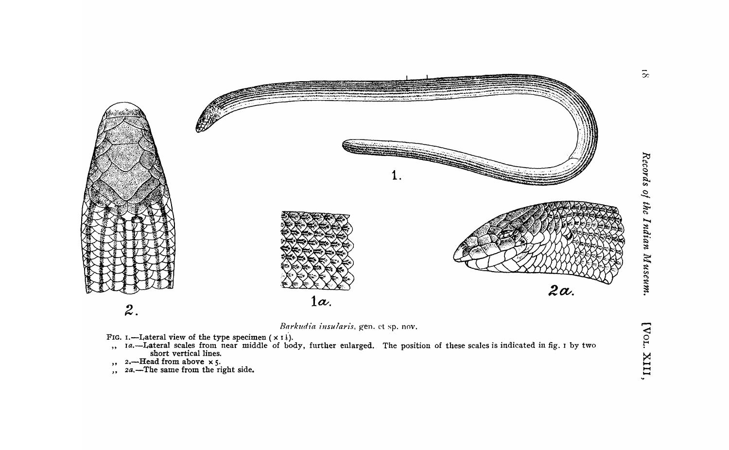*Barkudia insularis*, gen. et sp. nov.

FIG. 1.—Lateral view of the type specimen (× 1½).

,, 1*a*.—Lateral scales from near middle of body, further enlarged. The position of these scales is indicated in fig. 1 by two short vertical lines.

,, 2.—Head from above × 5.

,, 2*a*.—The same from the right side.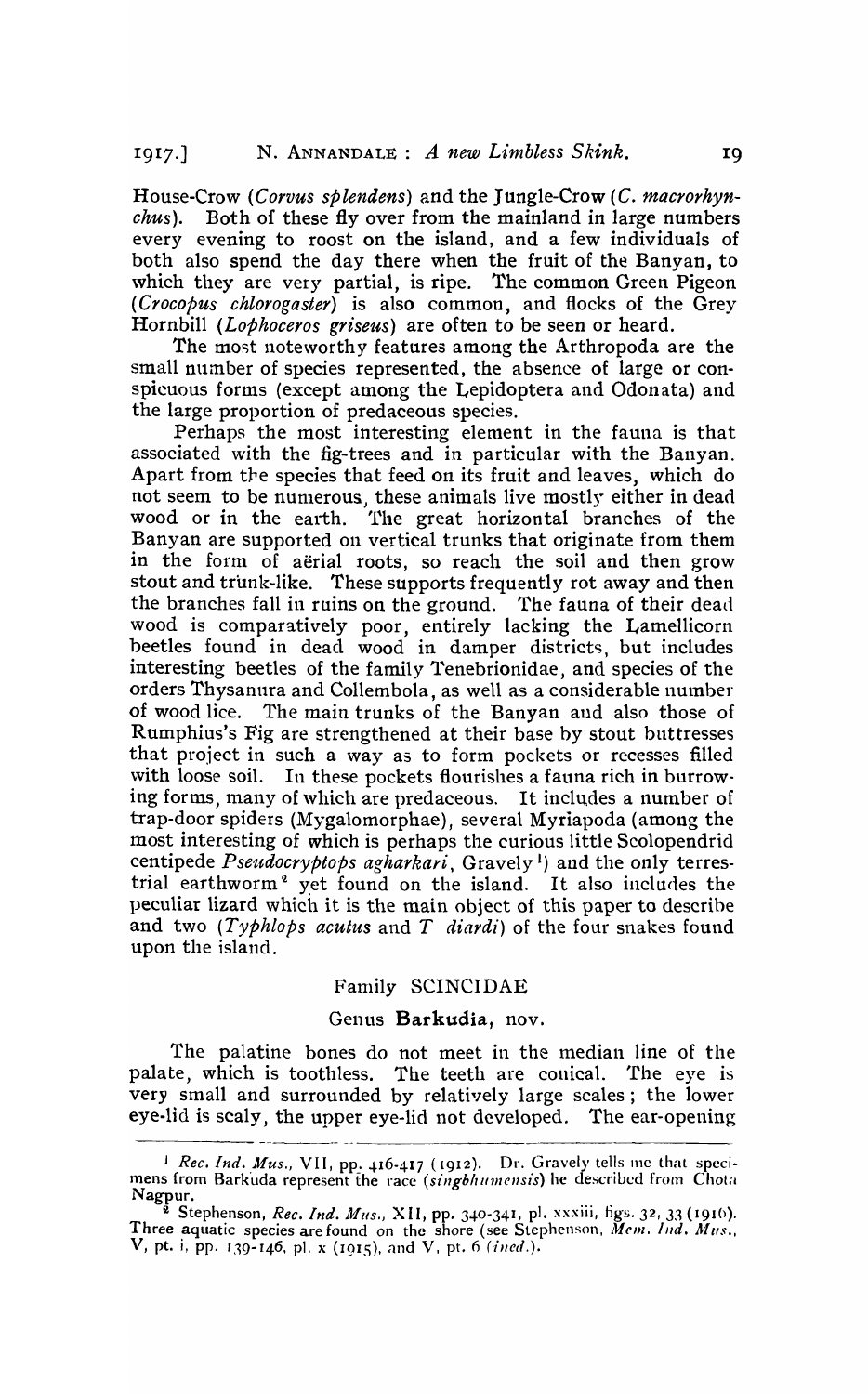House-Crow (*Corvus splendens*) and the Jungle-Crow (*C. macrorhynchus*). Both of these fly over from the mainland in large numbers every evening to roost on the island, and a few individuals of both also spend the day there when the fruit of the Banyan, to which they are very partial, is ripe. The common Green Pigeon (*Crocopus chlorogaster*) is also common, and flocks of the Grey Hornbill (*Lophoceros griseus*) are often to be seen or heard.

The most noteworthy features among the Arthropoda are the small number of species represented, the absence of large or conspicuous forms (except among the Lepidoptera and Odonata) and the large proportion of predaceous species.

Perhaps the most interesting element in the fauna is that associated with the fig-trees and in particular with the Banyan. Apart from the species that feed on its fruit and leaves, which do not seem to be numerous, these animals live mostly either in dead wood or in the earth. The great horizontal branches of the Banyan are supported on vertical trunks that originate from them in the form of aërial roots, so reach the soil and then grow stout and trunk-like. These supports frequently rot away and then the branches fall in ruins on the ground. The fauna of their dead wood is comparatively poor, entirely lacking the Lamellicorn beetles found in dead wood in damper districts, but includes interesting beetles of the family Tenebrionidae, and species of the orders Thysanura and Collembola, as well as a considerable number of wood lice. The main trunks of the Banyan and also those of Rumphius's Fig are strengthened at their base by stout buttresses that project in such a way as to form pockets or recesses filled with loose soil. In these pockets flourishes a fauna rich in burrowing forms, many of which are predaceous. It includes a number of trap-door spiders (Mygalomorphae), several Myriapoda (among the most interesting of which is perhaps the curious little Scolopendrid centipede *Pseudocryptops agharkari*, Gravely [1]) and the only terrestrial earthworm [2] yet found on the island. It also includes the peculiar lizard which it is the main object of this paper to describe and two (*Typhlops acutus* and *T diardi*) of the four snakes found upon the island.

## Family SCINCIDAE

### Genus **Barkudia**, nov.

The palatine bones do not meet in the median line of the palate, which is toothless. The teeth are conical. The eye is very small and surrounded by relatively large scales; the lower eye-lid is scaly, the upper eye-lid not developed. The ear-opening

---

[1] *Rec. Ind. Mus.*, VII, pp. 416-417 (1912). Dr. Gravely tells me that specimens from Barkuda represent the race (*singbhumensis*) he described from Chota Nagpur.

[2] Stephenson, *Rec. Ind. Mus.*, XII, pp. 340-341, pl. xxxiii, figs. 32, 33 (1916). Three aquatic species are found on the shore (see Stephenson, *Mem. Ind. Mus.*, V, pt. i, pp. 139-146, pl. x (1915), and V, pt. 6 (*ined.*).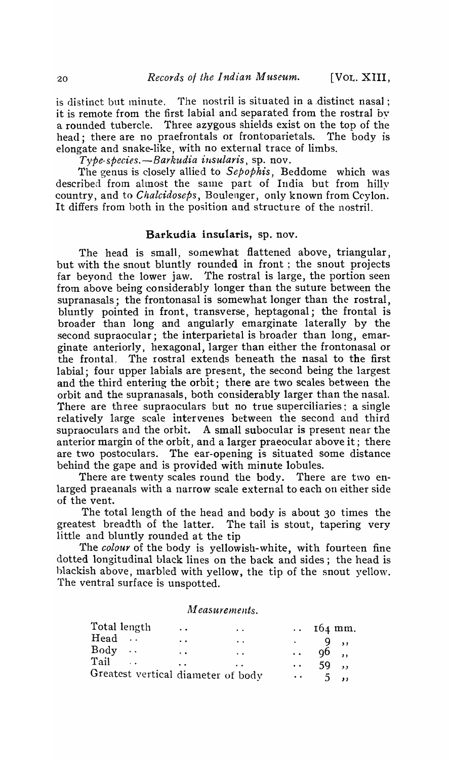is distinct but minute. The nostril is situated in a distinct nasal; it is remote from the first labial and separated from the rostral by a rounded tubercle. Three azygous shields exist on the top of the head; there are no praefrontals or frontoparietals. The body is elongate and snake-like, with no external trace of limbs.

*Type-species.*—*Barkudia insularis*, sp. nov.

The genus is closely allied to *Sepophis*, Beddome which was described from almost the same part of India but from hilly country, and to *Chalcidoseps*, Boulenger, only known from Ceylon. It differs from both in the position and structure of the nostril.

## Barkudia insularis, sp. nov.

The head is small, somewhat flattened above, triangular, but with the snout bluntly rounded in front; the snout projects far beyond the lower jaw. The rostral is large, the portion seen from above being considerably longer than the suture between the supranasals; the frontonasal is somewhat longer than the rostral, bluntly pointed in front, transverse, heptagonal; the frontal is broader than long and angularly emarginate laterally by the second supraocular; the interparietal is broader than long, emarginate anteriorly, hexagonal, larger than either the frontonasal or the frontal. The rostral extends beneath the nasal to the first labial; four upper labials are present, the second being the largest and the third entering the orbit; there are two scales between the orbit and the supranasals, both considerably larger than the nasal. There are three supraoculars but no true superciliaries; a single relatively large scale intervenes between the second and third supraoculars and the orbit. A small subocular is present near the anterior margin of the orbit, and a larger praeocular above it; there are two postoculars. The ear-opening is situated some distance behind the gape and is provided with minute lobules.

There are twenty scales round the body. There are two enlarged praeanals with a narrow scale external to each on either side of the vent.

The total length of the head and body is about 30 times the greatest breadth of the latter. The tail is stout, tapering very little and bluntly rounded at the tip

The *colour* of the body is yellowish-white, with fourteen fine dotted longitudinal black lines on the back and sides; the head is blackish above, marbled with yellow, the tip of the snout yellow. The ventral surface is unspotted.

*Measurements.*

| | |
|---|---|
| Total length | 164 mm. |
| Head | 9 ,, |
| Body | 96 ,, |
| Tail | 59 ,, |
| Greatest vertical diameter of body | 5 ,, |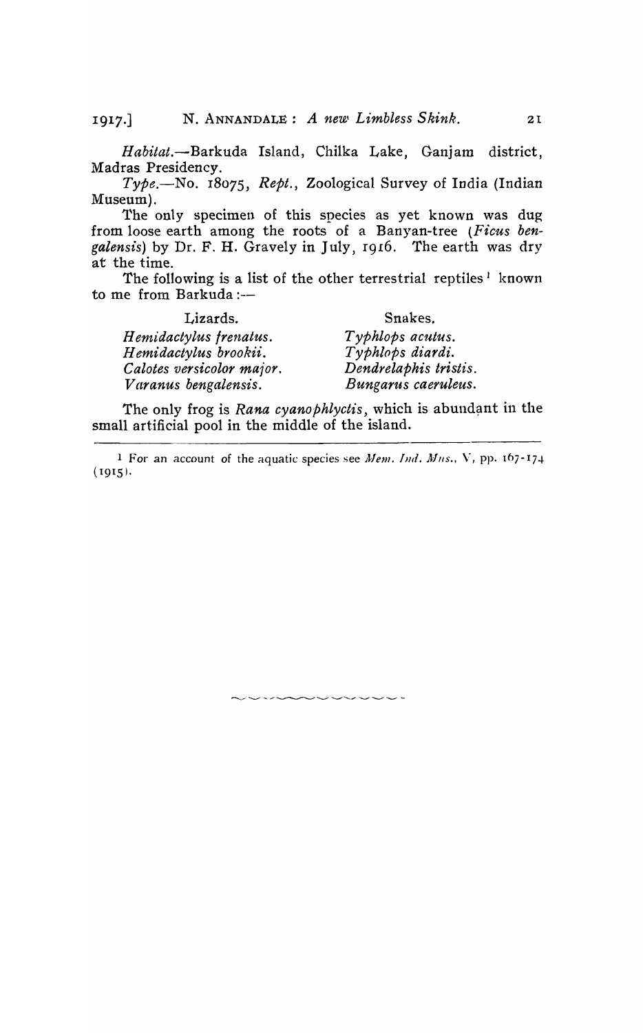*Habitat*.—Barkuda Island, Chilka Lake, Ganjam district, Madras Presidency.

*Type*.—No. 18075, *Rept.*, Zoological Survey of India (Indian Museum).

The only specimen of this species as yet known was dug from loose earth among the roots of a Banyan-tree (*Ficus bengalensis*) by Dr. F. H. Gravely in July, 1916. The earth was dry at the time.

The following is a list of the other terrestrial reptiles[1] known to me from Barkuda :—

| Lizards. | Snakes. |
|---|---|
| *Hemidactylus frenatus.* | *Typhlops acutus.* |
| *Hemidactylus brookii.* | *Typhlops diardi.* |
| *Calotes versicolor major.* | *Dendrelaphis tristis.* |
| *Varanus bengalensis.* | *Bungarus caeruleus.* |

The only frog is *Rana cyanophlyctis*, which is abundant in the small artificial pool in the middle of the island.

---

[1] For an account of the aquatic species see *Mem. Ind. Mus.*, V, pp. 167-174 (1915).